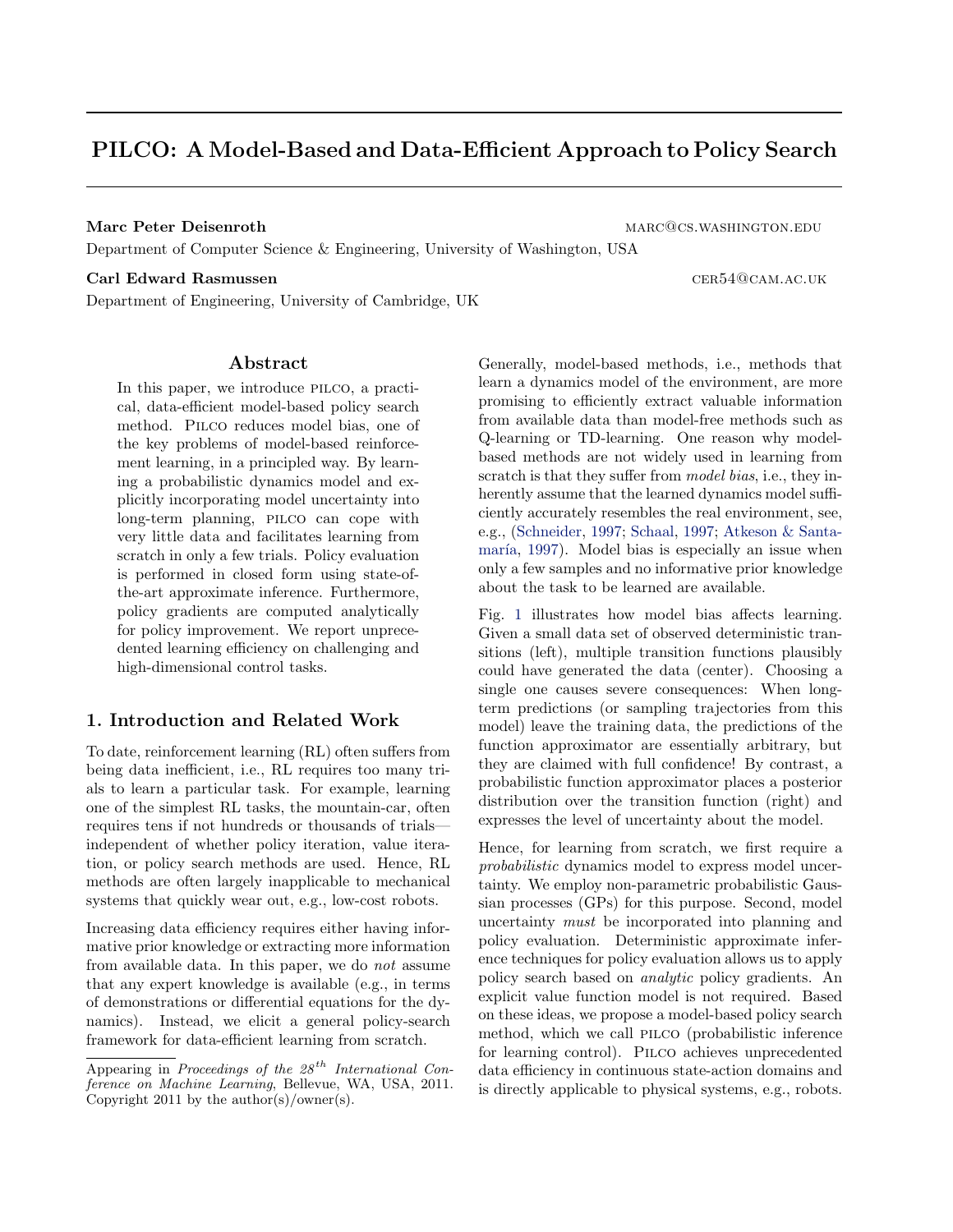# PILCO: A Model-Based and Data-Efficient Approach to Policy Search

**Marc Peter Deisenroth** MARC@CS.WASHINGTON.EDU

Department of Computer Science & Engineering, University of Washington, USA

**Carl Edward Rasmussen** CER54@CAM.AC.UK

Department of Engineering, University of Cambridge, UK

## Abstract

In this paper, we introduce PILCO, a practical, data-efficient model-based policy search method. PILCO reduces model bias, one of the key problems of model-based reinforcement learning, in a principled way. By learning a probabilistic dynamics model and explicitly incorporating model uncertainty into long-term planning, PILCO can cope with very little data and facilitates learning from scratch in only a few trials. Policy evaluation is performed in closed form using state-of-the-art approximate inference. Furthermore, policy gradients are computed analytically for policy improvement. We report unprecedented learning efficiency on challenging and high-dimensional control tasks.

## 1. Introduction and Related Work

To date, reinforcement learning (RL) often suffers from being data inefficient, i.e., RL requires too many trials to learn a particular task. For example, learning one of the simplest RL tasks, the mountain-car, often requires tens if not hundreds or thousands of trials—independent of whether policy iteration, value iteration, or policy search methods are used. Hence, RL methods are often largely inapplicable to mechanical systems that quickly wear out, e.g., low-cost robots.

Increasing data efficiency requires either having informative prior knowledge or extracting more information from available data. In this paper, we do *not* assume that any expert knowledge is available (e.g., in terms of demonstrations or differential equations for the dynamics). Instead, we elicit a general policy-search framework for data-efficient learning from scratch.

Appearing in *Proceedings of the 28th International Conference on Machine Learning*, Bellevue, WA, USA, 2011. Copyright 2011 by the author(s)/owner(s).

Generally, model-based methods, i.e., methods that learn a dynamics model of the environment, are more promising to efficiently extract valuable information from available data than model-free methods such as Q-learning or TD-learning. One reason why model-based methods are not widely used in learning from scratch is that they suffer from *model bias*, i.e., they inherently assume that the learned dynamics model sufficiently accurately resembles the real environment, see, e.g., (Schneider, 1997; Schaal, 1997; Atkeson & Santamaría, 1997). Model bias is especially an issue when only a few samples and no informative prior knowledge about the task to be learned are available.

Fig. 1 illustrates how model bias affects learning. Given a small data set of observed deterministic transitions (left), multiple transition functions plausibly could have generated the data (center). Choosing a single one causes severe consequences: When long-term predictions (or sampling trajectories from this model) leave the training data, the predictions of the function approximator are essentially arbitrary, but they are claimed with full confidence! By contrast, a probabilistic function approximator places a posterior distribution over the transition function (right) and expresses the level of uncertainty about the model.

Hence, for learning from scratch, we first require a *probabilistic* dynamics model to express model uncertainty. We employ non-parametric probabilistic Gaussian processes (GPs) for this purpose. Second, model uncertainty *must* be incorporated into planning and policy evaluation. Deterministic approximate inference techniques for policy evaluation allows us to apply policy search based on *analytic* policy gradients. An explicit value function model is not required. Based on these ideas, we propose a model-based policy search method, which we call PILCO (probabilistic inference for learning control). PILCO achieves unprecedented data efficiency in continuous state-action domains and is directly applicable to physical systems, e.g., robots.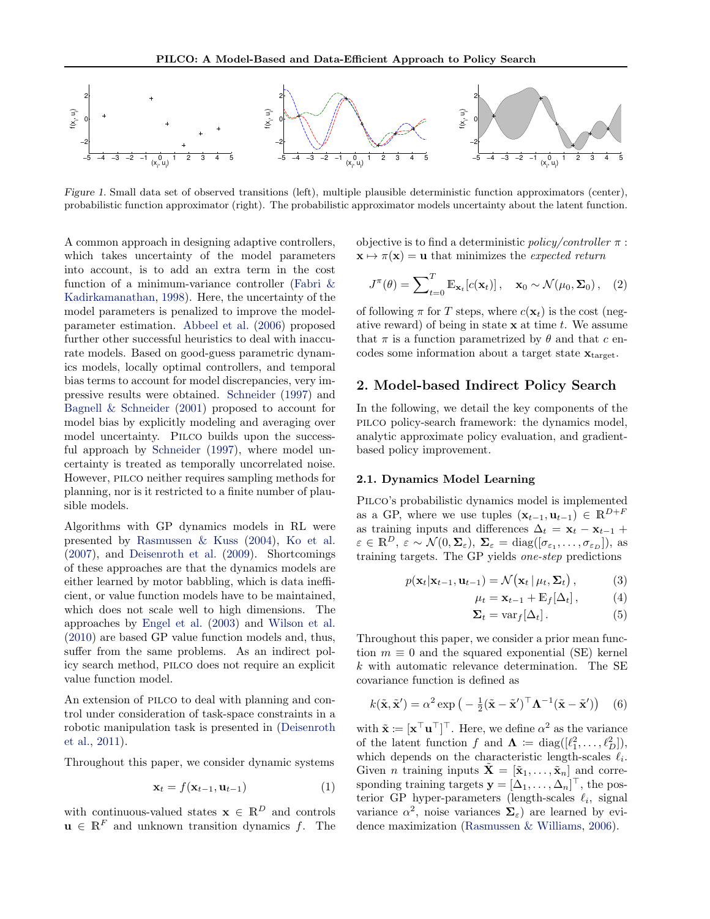Figure 1. Small data set of observed transitions (left), multiple plausible deterministic function approximators (center), probabilistic function approximator (right). The probabilistic approximator models uncertainty about the latent function.

A common approach in designing adaptive controllers, which takes uncertainty of the model parameters into account, is to add an extra term in the cost function of a minimum-variance controller (Fabri & Kadirkamanathan, 1998). Here, the uncertainty of the model parameters is penalized to improve the model-parameter estimation. Abbeel et al. (2006) proposed further other successful heuristics to deal with inaccurate models. Based on good-guess parametric dynamics models, locally optimal controllers, and temporal bias terms to account for model discrepancies, very impressive results were obtained. Schneider (1997) and Bagnell & Schneider (2001) proposed to account for model bias by explicitly modeling and averaging over model uncertainty. Pilco builds upon the successful approach by Schneider (1997), where model uncertainty is treated as temporally uncorrelated noise. However, pilco neither requires sampling methods for planning, nor is it restricted to a finite number of plausible models.

Algorithms with GP dynamics models in RL were presented by Rasmussen & Kuss (2004), Ko et al. (2007), and Deisenroth et al. (2009). Shortcomings of these approaches are that the dynamics models are either learned by motor babbling, which is data inefficient, or value function models have to be maintained, which does not scale well to high dimensions. The approaches by Engel et al. (2003) and Wilson et al. (2010) are based GP value function models and, thus, suffer from the same problems. As an indirect policy search method, pilco does not require an explicit value function model.

An extension of pilco to deal with planning and control under consideration of task-space constraints in a robotic manipulation task is presented in (Deisenroth et al., 2011).

Throughout this paper, we consider dynamic systems

$$\mathbf{x}_t = f(\mathbf{x}_{t-1}, \mathbf{u}_{t-1}) \tag{1}$$

with continuous-valued states $\mathbf{x} \in \mathbb{R}^D$ and controls $\mathbf{u} \in \mathbb{R}^F$ and unknown transition dynamics $f$. The objective is to find a deterministic *policy/controller* $\pi : \mathbf{x} \mapsto \pi(\mathbf{x}) = \mathbf{u}$ that minimizes the *expected return*

$$J^\pi(\theta) = \sum\nolimits_{t=0}^{T} \mathbb{E}_{\mathbf{x}_t}[c(\mathbf{x}_t)]\,, \quad \mathbf{x}_0 \sim \mathcal{N}(\mu_0, \boldsymbol{\Sigma}_0)\,, \tag{2}$$

of following $\pi$ for $T$ steps, where $c(\mathbf{x}_t)$ is the cost (negative reward) of being in state $\mathbf{x}$ at time $t$. We assume that $\pi$ is a function parametrized by $\theta$ and that $c$ encodes some information about a target state $\mathbf{x}_{\text{target}}$.

## 2. Model-based Indirect Policy Search

In the following, we detail the key components of the pilco policy-search framework: the dynamics model, analytic approximate policy evaluation, and gradient-based policy improvement.

### 2.1. Dynamics Model Learning

Pilco's probabilistic dynamics model is implemented as a GP, where we use tuples $(\mathbf{x}_{t-1}, \mathbf{u}_{t-1}) \in \mathbb{R}^{D+F}$ as training inputs and differences $\Delta_t = \mathbf{x}_t - \mathbf{x}_{t-1} + \varepsilon \in \mathbb{R}^D$, $\varepsilon \sim \mathcal{N}(0, \boldsymbol{\Sigma}_\varepsilon)$, $\boldsymbol{\Sigma}_\varepsilon = \text{diag}([\sigma_{\varepsilon_1}, \dots, \sigma_{\varepsilon_D}])$, as training targets. The GP yields *one-step* predictions

$$p(\mathbf{x}_t|\mathbf{x}_{t-1}, \mathbf{u}_{t-1}) = \mathcal{N}\big(\mathbf{x}_t \,|\, \mu_t, \boldsymbol{\Sigma}_t\big)\,, \tag{3}$$

$$\mu_t = \mathbf{x}_{t-1} + \mathbb{E}_f[\Delta_t]\,, \tag{4}$$

$$\boldsymbol{\Sigma}_t = \text{var}_f[\Delta_t]\,. \tag{5}$$

Throughout this paper, we consider a prior mean function $m \equiv 0$ and the squared exponential (SE) kernel $k$ with automatic relevance determination. The SE covariance function is defined as

$$k(\tilde{\mathbf{x}}, \tilde{\mathbf{x}}') = \alpha^2 \exp\big(-\tfrac{1}{2}(\tilde{\mathbf{x}} - \tilde{\mathbf{x}}')^\top \boldsymbol{\Lambda}^{-1}(\tilde{\mathbf{x}} - \tilde{\mathbf{x}}')\big) \tag{6}$$

with $\tilde{\mathbf{x}} := [\mathbf{x}^\top \mathbf{u}^\top]^\top$. Here, we define $\alpha^2$ as the variance of the latent function $f$ and $\boldsymbol{\Lambda} := \text{diag}([\ell_1^2, \dots, \ell_D^2])$, which depends on the characteristic length-scales $\ell_i$. Given $n$ training inputs $\tilde{\mathbf{X}} = [\tilde{\mathbf{x}}_1, \dots, \tilde{\mathbf{x}}_n]$ and corresponding training targets $\mathbf{y} = [\Delta_1, \dots, \Delta_n]^\top$, the posterior GP hyper-parameters (length-scales $\ell_i$, signal variance $\alpha^2$, noise variances $\boldsymbol{\Sigma}_\varepsilon$) are learned by evidence maximization (Rasmussen & Williams, 2006).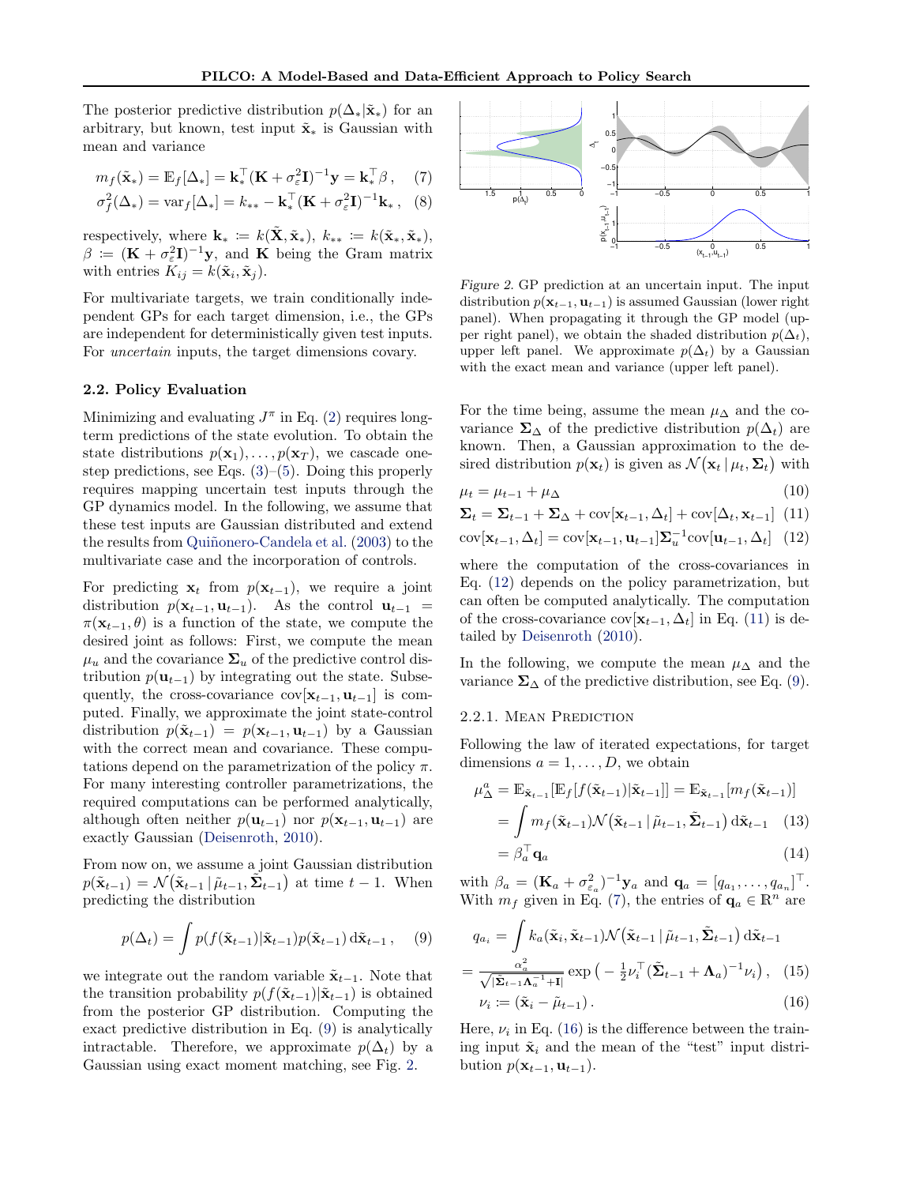The posterior predictive distribution $p(\Delta_*|\tilde{\mathbf{x}}_*)$ for an arbitrary, but known, test input $\tilde{\mathbf{x}}_*$ is Gaussian with mean and variance

$$m_f(\tilde{\mathbf{x}}_*) = \mathbb{E}_f[\Delta_*] = \mathbf{k}_*^\top(\mathbf{K} + \sigma_\varepsilon^2\mathbf{I})^{-1}\mathbf{y} = \mathbf{k}_*^\top\beta\,, \quad (7)$$

$$\sigma_f^2(\Delta_*) = \mathrm{var}_f[\Delta_*] = k_{**} - \mathbf{k}_*^\top(\mathbf{K} + \sigma_\varepsilon^2\mathbf{I})^{-1}\mathbf{k}_*\,, \quad (8)$$

respectively, where $\mathbf{k}_* := k(\tilde{\mathbf{X}}, \tilde{\mathbf{x}}_*)$, $k_{**} := k(\tilde{\mathbf{x}}_*, \tilde{\mathbf{x}}_*)$, $\beta := (\mathbf{K} + \sigma_\varepsilon^2\mathbf{I})^{-1}\mathbf{y}$, and $\mathbf{K}$ being the Gram matrix with entries $K_{ij} = k(\tilde{\mathbf{x}}_i, \tilde{\mathbf{x}}_j)$.

For multivariate targets, we train conditionally independent GPs for each target dimension, i.e., the GPs are independent for deterministically given test inputs. For *uncertain* inputs, the target dimensions covary.

### 2.2. Policy Evaluation

Minimizing and evaluating $J^\pi$ in Eq. (2) requires long-term predictions of the state evolution. To obtain the state distributions $p(\mathbf{x}_1), \ldots, p(\mathbf{x}_T)$, we cascade one-step predictions, see Eqs. (3)–(5). Doing this properly requires mapping uncertain test inputs through the GP dynamics model. In the following, we assume that these test inputs are Gaussian distributed and extend the results from Quiñonero-Candela et al. (2003) to the multivariate case and the incorporation of controls.

For predicting $\mathbf{x}_t$ from $p(\mathbf{x}_{t-1})$, we require a joint distribution $p(\mathbf{x}_{t-1}, \mathbf{u}_{t-1})$. As the control $\mathbf{u}_{t-1} = \pi(\mathbf{x}_{t-1}, \theta)$ is a function of the state, we compute the desired joint as follows: First, we compute the mean $\mu_u$ and the covariance $\boldsymbol{\Sigma}_u$ of the predictive control distribution $p(\mathbf{u}_{t-1})$ by integrating out the state. Subsequently, the cross-covariance $\mathrm{cov}[\mathbf{x}_{t-1}, \mathbf{u}_{t-1}]$ is computed. Finally, we approximate the joint state-control distribution $p(\tilde{\mathbf{x}}_{t-1}) = p(\mathbf{x}_{t-1}, \mathbf{u}_{t-1})$ by a Gaussian with the correct mean and covariance. These computations depend on the parametrization of the policy $\pi$. For many interesting controller parametrizations, the required computations can be performed analytically, although often neither $p(\mathbf{u}_{t-1})$ nor $p(\mathbf{x}_{t-1}, \mathbf{u}_{t-1})$ are exactly Gaussian (Deisenroth, 2010).

From now on, we assume a joint Gaussian distribution $p(\tilde{\mathbf{x}}_{t-1}) = \mathcal{N}(\tilde{\mathbf{x}}_{t-1} \,|\, \tilde{\mu}_{t-1}, \tilde{\boldsymbol{\Sigma}}_{t-1})$ at time $t-1$. When predicting the distribution

$$p(\Delta_t) = \int p(f(\tilde{\mathbf{x}}_{t-1})|\tilde{\mathbf{x}}_{t-1})p(\tilde{\mathbf{x}}_{t-1})\,\mathrm{d}\tilde{\mathbf{x}}_{t-1}\,, \quad (9)$$

we integrate out the random variable $\tilde{\mathbf{x}}_{t-1}$. Note that the transition probability $p(f(\tilde{\mathbf{x}}_{t-1})|\tilde{\mathbf{x}}_{t-1})$ is obtained from the posterior GP distribution. Computing the exact predictive distribution in Eq. (9) is analytically intractable. Therefore, we approximate $p(\Delta_t)$ by a Gaussian using exact moment matching, see Fig. 2.

*Figure 2.* GP prediction at an uncertain input. The input distribution $p(\mathbf{x}_{t-1}, \mathbf{u}_{t-1})$ is assumed Gaussian (lower right panel). When propagating it through the GP model (upper right panel), we obtain the shaded distribution $p(\Delta_t)$, upper left panel. We approximate $p(\Delta_t)$ by a Gaussian with the exact mean and variance (upper left panel).

For the time being, assume the mean $\mu_\Delta$ and the covariance $\boldsymbol{\Sigma}_\Delta$ of the predictive distribution $p(\Delta_t)$ are known. Then, a Gaussian approximation to the desired distribution $p(\mathbf{x}_t)$ is given as $\mathcal{N}(\mathbf{x}_t \,|\, \mu_t, \boldsymbol{\Sigma}_t)$ with

$$\mu_t = \mu_{t-1} + \mu_\Delta \quad (10)$$

$$\boldsymbol{\Sigma}_t = \boldsymbol{\Sigma}_{t-1} + \boldsymbol{\Sigma}_\Delta + \mathrm{cov}[\mathbf{x}_{t-1}, \Delta_t] + \mathrm{cov}[\Delta_t, \mathbf{x}_{t-1}] \quad (11)$$

$$\mathrm{cov}[\mathbf{x}_{t-1}, \Delta_t] = \mathrm{cov}[\mathbf{x}_{t-1}, \mathbf{u}_{t-1}]\boldsymbol{\Sigma}_u^{-1}\mathrm{cov}[\mathbf{u}_{t-1}, \Delta_t] \quad (12)$$

where the computation of the cross-covariances in Eq. (12) depends on the policy parametrization, but can often be computed analytically. The computation of the cross-covariance $\mathrm{cov}[\mathbf{x}_{t-1}, \Delta_t]$ in Eq. (11) is detailed by Deisenroth (2010).

In the following, we compute the mean $\mu_\Delta$ and the variance $\boldsymbol{\Sigma}_\Delta$ of the predictive distribution, see Eq. (9).

#### 2.2.1. Mean Prediction

Following the law of iterated expectations, for target dimensions $a = 1, \ldots, D$, we obtain

$$\mu_\Delta^a = \mathbb{E}_{\tilde{\mathbf{x}}_{t-1}}[\mathbb{E}_f[f(\tilde{\mathbf{x}}_{t-1})|\tilde{\mathbf{x}}_{t-1}]] = \mathbb{E}_{\tilde{\mathbf{x}}_{t-1}}[m_f(\tilde{\mathbf{x}}_{t-1})]$$

$$= \int m_f(\tilde{\mathbf{x}}_{t-1})\mathcal{N}(\tilde{\mathbf{x}}_{t-1} \,|\, \tilde{\mu}_{t-1}, \tilde{\boldsymbol{\Sigma}}_{t-1})\,\mathrm{d}\tilde{\mathbf{x}}_{t-1} \quad (13)$$

$$= \beta_a^\top \mathbf{q}_a \quad (14)$$

with $\beta_a = (\mathbf{K}_a + \sigma_{\varepsilon_a}^2)^{-1}\mathbf{y}_a$ and $\mathbf{q}_a = [q_{a_1}, \ldots, q_{a_n}]^\top$. With $m_f$ given in Eq. (7), the entries of $\mathbf{q}_a \in \mathbb{R}^n$ are

$$q_{a_i} = \int k_a(\tilde{\mathbf{x}}_i, \tilde{\mathbf{x}}_{t-1})\mathcal{N}(\tilde{\mathbf{x}}_{t-1} \,|\, \tilde{\mu}_{t-1}, \tilde{\boldsymbol{\Sigma}}_{t-1})\,\mathrm{d}\tilde{\mathbf{x}}_{t-1}$$

$$= \frac{\alpha_a^2}{\sqrt{|\tilde{\boldsymbol{\Sigma}}_{t-1}\boldsymbol{\Lambda}_a^{-1} + \mathbf{I}|}} \exp\left(-\tfrac{1}{2}\nu_i^\top(\tilde{\boldsymbol{\Sigma}}_{t-1} + \boldsymbol{\Lambda}_a)^{-1}\nu_i\right), \quad (15)$$

$$\nu_i := (\tilde{\mathbf{x}}_i - \tilde{\mu}_{t-1})\,. \quad (16)$$

Here, $\nu_i$ in Eq. (16) is the difference between the training input $\tilde{\mathbf{x}}_i$ and the mean of the "test" input distribution $p(\mathbf{x}_{t-1}, \mathbf{u}_{t-1})$.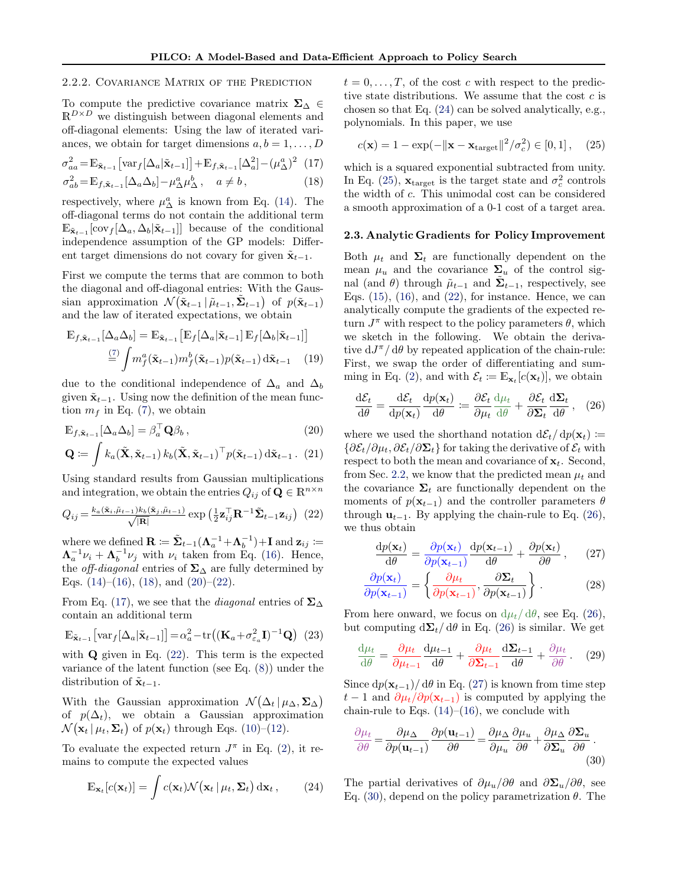#### 2.2.2. Covariance Matrix of the Prediction

To compute the predictive covariance matrix $\boldsymbol{\Sigma}_\Delta \in \mathbb{R}^{D\times D}$ we distinguish between diagonal elements and off-diagonal elements: Using the law of iterated variances, we obtain for target dimensions $a, b = 1, \dots, D$

$$\sigma_{aa}^2 = \mathbb{E}_{\tilde{\mathbf{x}}_{t-1}}\big[\mathrm{var}_f[\Delta_a|\tilde{\mathbf{x}}_{t-1}]\big] + \mathbb{E}_{f,\tilde{\mathbf{x}}_{t-1}}[\Delta_a^2] - (\mu_\Delta^a)^2 \quad (17)$$

$$\sigma_{ab}^2 = \mathbb{E}_{f,\tilde{\mathbf{x}}_{t-1}}[\Delta_a \Delta_b] - \mu_\Delta^a \mu_\Delta^b\,, \quad a \neq b\,, \quad (18)$$

respectively, where $\mu_\Delta^a$ is known from Eq. (14). The off-diagonal terms do not contain the additional term $\mathbb{E}_{\tilde{\mathbf{x}}_{t-1}}[\mathrm{cov}_f[\Delta_a, \Delta_b|\tilde{\mathbf{x}}_{t-1}]]$ because of the conditional independence assumption of the GP models: Different target dimensions do not covary for given $\tilde{\mathbf{x}}_{t-1}$.

First we compute the terms that are common to both the diagonal and off-diagonal entries: With the Gaussian approximation $\mathcal{N}\big(\tilde{\mathbf{x}}_{t-1}\,|\,\tilde{\mu}_{t-1}, \tilde{\boldsymbol{\Sigma}}_{t-1}\big)$ of $p(\tilde{\mathbf{x}}_{t-1})$ and the law of iterated expectations, we obtain

$$\mathbb{E}_{f,\tilde{\mathbf{x}}_{t-1}}[\Delta_a\Delta_b] = \mathbb{E}_{\tilde{\mathbf{x}}_{t-1}}\big[\mathbb{E}_f[\Delta_a|\tilde{\mathbf{x}}_{t-1}]\,\mathbb{E}_f[\Delta_b|\tilde{\mathbf{x}}_{t-1}]\big]$$
$$\overset{(7)}{=} \int m_f^a(\tilde{\mathbf{x}}_{t-1}) m_f^b(\tilde{\mathbf{x}}_{t-1}) p(\tilde{\mathbf{x}}_{t-1})\, \mathrm{d}\tilde{\mathbf{x}}_{t-1} \quad (19)$$

due to the conditional independence of $\Delta_a$ and $\Delta_b$ given $\tilde{\mathbf{x}}_{t-1}$. Using now the definition of the mean function $m_f$ in Eq. (7), we obtain

$$\mathbb{E}_{f,\tilde{\mathbf{x}}_{t-1}}[\Delta_a\Delta_b] = \beta_a^\top \mathbf{Q} \beta_b\,, \quad (20)$$

$$\mathbf{Q} := \int k_a(\tilde{\mathbf{X}}, \tilde{\mathbf{x}}_{t-1})\, k_b(\tilde{\mathbf{X}}, \tilde{\mathbf{x}}_{t-1})^\top p(\tilde{\mathbf{x}}_{t-1})\, \mathrm{d}\tilde{\mathbf{x}}_{t-1}\,. \quad (21)$$

Using standard results from Gaussian multiplications and integration, we obtain the entries $Q_{ij}$ of $\mathbf{Q} \in \mathbb{R}^{n\times n}$

$$Q_{ij} = \frac{k_a(\tilde{\mathbf{x}}_i, \tilde{\mu}_{t-1}) k_b(\tilde{\mathbf{x}}_j, \tilde{\mu}_{t-1})}{\sqrt{|\mathbf{R}|}} \exp\big(\tfrac{1}{2}\mathbf{z}_{ij}^\top \mathbf{R}^{-1} \tilde{\boldsymbol{\Sigma}}_{t-1} \mathbf{z}_{ij}\big) \quad (22)$$

where we defined $\mathbf{R} := \tilde{\boldsymbol{\Sigma}}_{t-1}(\boldsymbol{\Lambda}_a^{-1} + \boldsymbol{\Lambda}_b^{-1}) + \mathbf{I}$ and $\mathbf{z}_{ij} := \boldsymbol{\Lambda}_a^{-1}\nu_i + \boldsymbol{\Lambda}_b^{-1}\nu_j$ with $\nu_i$ taken from Eq. (16). Hence, the *off-diagonal* entries of $\boldsymbol{\Sigma}_\Delta$ are fully determined by Eqs. (14)–(16), (18), and (20)–(22).

From Eq. (17), we see that the *diagonal* entries of $\boldsymbol{\Sigma}_\Delta$ contain an additional term

$$\mathbb{E}_{\tilde{\mathbf{x}}_{t-1}}\big[\mathrm{var}_f[\Delta_a|\tilde{\mathbf{x}}_{t-1}]\big] = \alpha_a^2 - \mathrm{tr}\big((\mathbf{K}_a + \sigma_{\varepsilon_a}^2 \mathbf{I})^{-1}\mathbf{Q}\big) \quad (23)$$

with $\mathbf{Q}$ given in Eq. (22). This term is the expected variance of the latent function (see Eq. (8)) under the distribution of $\tilde{\mathbf{x}}_{t-1}$.

With the Gaussian approximation $\mathcal{N}\big(\Delta_t\,|\,\mu_\Delta, \boldsymbol{\Sigma}_\Delta\big)$ of $p(\Delta_t)$, we obtain a Gaussian approximation $\mathcal{N}\big(\mathbf{x}_t\,|\,\mu_t, \boldsymbol{\Sigma}_t\big)$ of $p(\mathbf{x}_t)$ through Eqs. (10)–(12).

To evaluate the expected return $J^\pi$ in Eq. (2), it remains to compute the expected values

$$\mathbb{E}_{\mathbf{x}_t}[c(\mathbf{x}_t)] = \int c(\mathbf{x}_t)\mathcal{N}\big(\mathbf{x}_t\,|\,\mu_t, \boldsymbol{\Sigma}_t\big)\,\mathrm{d}\mathbf{x}_t\,, \quad (24)$$

$t = 0, \dots, T$, of the cost $c$ with respect to the predictive state distributions. We assume that the cost $c$ is chosen so that Eq. (24) can be solved analytically, e.g., polynomials. In this paper, we use

$$c(\mathbf{x}) = 1 - \exp(-\|\mathbf{x} - \mathbf{x}_{\text{target}}\|^2/\sigma_c^2) \in [0, 1]\,, \quad (25)$$

which is a squared exponential subtracted from unity. In Eq. (25), $\mathbf{x}_{\text{target}}$ is the target state and $\sigma_c^2$ controls the width of $c$. This unimodal cost can be considered a smooth approximation of a 0-1 cost of a target area.

### 2.3. Analytic Gradients for Policy Improvement

Both $\mu_t$ and $\boldsymbol{\Sigma}_t$ are functionally dependent on the mean $\mu_u$ and the covariance $\boldsymbol{\Sigma}_u$ of the control signal (and $\theta$) through $\tilde{\mu}_{t-1}$ and $\tilde{\boldsymbol{\Sigma}}_{t-1}$, respectively, see Eqs. (15), (16), and (22), for instance. Hence, we can analytically compute the gradients of the expected return $J^\pi$ with respect to the policy parameters $\theta$, which we sketch in the following. We obtain the derivative $\mathrm{d}J^\pi/\mathrm{d}\theta$ by repeated application of the chain-rule: First, we swap the order of differentiating and summing in Eq. (2), and with $\mathcal{E}_t := \mathbb{E}_{\mathbf{x}_t}[c(\mathbf{x}_t)]$, we obtain

$$\frac{\mathrm{d}\mathcal{E}_t}{\mathrm{d}\theta} = \frac{\mathrm{d}\mathcal{E}_t}{\mathrm{d}p(\mathbf{x}_t)}\frac{\mathrm{d}p(\mathbf{x}_t)}{\mathrm{d}\theta} := \frac{\partial\mathcal{E}_t}{\partial\mu_t}\frac{\mathrm{d}\mu_t}{\mathrm{d}\theta} + \frac{\partial\mathcal{E}_t}{\partial\boldsymbol{\Sigma}_t}\frac{\mathrm{d}\boldsymbol{\Sigma}_t}{\mathrm{d}\theta}\,, \quad (26)$$

where we used the shorthand notation $\mathrm{d}\mathcal{E}_t/\mathrm{d}p(\mathbf{x}_t) := \{\partial\mathcal{E}_t/\partial\mu_t, \partial\mathcal{E}_t/\partial\boldsymbol{\Sigma}_t\}$ for taking the derivative of $\mathcal{E}_t$ with respect to both the mean and covariance of $\mathbf{x}_t$. Second, from Sec. 2.2, we know that the predicted mean $\mu_t$ and the covariance $\boldsymbol{\Sigma}_t$ are functionally dependent on the moments of $p(\mathbf{x}_{t-1})$ and the controller parameters $\theta$ through $\mathbf{u}_{t-1}$. By applying the chain-rule to Eq. (26), we thus obtain

$$\frac{\mathrm{d}p(\mathbf{x}_t)}{\mathrm{d}\theta} = \frac{\partial p(\mathbf{x}_t)}{\partial p(\mathbf{x}_{t-1})}\frac{\mathrm{d}p(\mathbf{x}_{t-1})}{\mathrm{d}\theta} + \frac{\partial p(\mathbf{x}_t)}{\partial\theta}\,, \quad (27)$$

$$\frac{\partial p(\mathbf{x}_t)}{\partial p(\mathbf{x}_{t-1})} = \left\{\frac{\partial\mu_t}{\partial p(\mathbf{x}_{t-1})}, \frac{\partial\boldsymbol{\Sigma}_t}{\partial p(\mathbf{x}_{t-1})}\right\}. \quad (28)$$

From here onward, we focus on $\mathrm{d}\mu_t/\mathrm{d}\theta$, see Eq. (26), but computing $\mathrm{d}\boldsymbol{\Sigma}_t/\mathrm{d}\theta$ in Eq. (26) is similar. We get

$$\frac{\mathrm{d}\mu_t}{\mathrm{d}\theta} = \frac{\partial\mu_t}{\partial\mu_{t-1}}\frac{\mathrm{d}\mu_{t-1}}{\mathrm{d}\theta} + \frac{\partial\mu_t}{\partial\boldsymbol{\Sigma}_{t-1}}\frac{\mathrm{d}\boldsymbol{\Sigma}_{t-1}}{\mathrm{d}\theta} + \frac{\partial\mu_t}{\partial\theta}\,. \quad (29)$$

Since $\mathrm{d}p(\mathbf{x}_{t-1})/\mathrm{d}\theta$ in Eq. (27) is known from time step $t-1$ and $\partial\mu_t/\partial p(\mathbf{x}_{t-1})$ is computed by applying the chain-rule to Eqs. (14)–(16), we conclude with

$$\frac{\partial\mu_t}{\partial\theta} = \frac{\partial\mu_\Delta}{\partial p(\mathbf{u}_{t-1})}\frac{\partial p(\mathbf{u}_{t-1})}{\partial\theta} = \frac{\partial\mu_\Delta}{\partial\mu_u}\frac{\partial\mu_u}{\partial\theta} + \frac{\partial\mu_\Delta}{\partial\boldsymbol{\Sigma}_u}\frac{\partial\boldsymbol{\Sigma}_u}{\partial\theta}\,. \quad (30)$$

The partial derivatives of $\partial\mu_u/\partial\theta$ and $\partial\boldsymbol{\Sigma}_u/\partial\theta$, see Eq. (30), depend on the policy parametrization $\theta$. The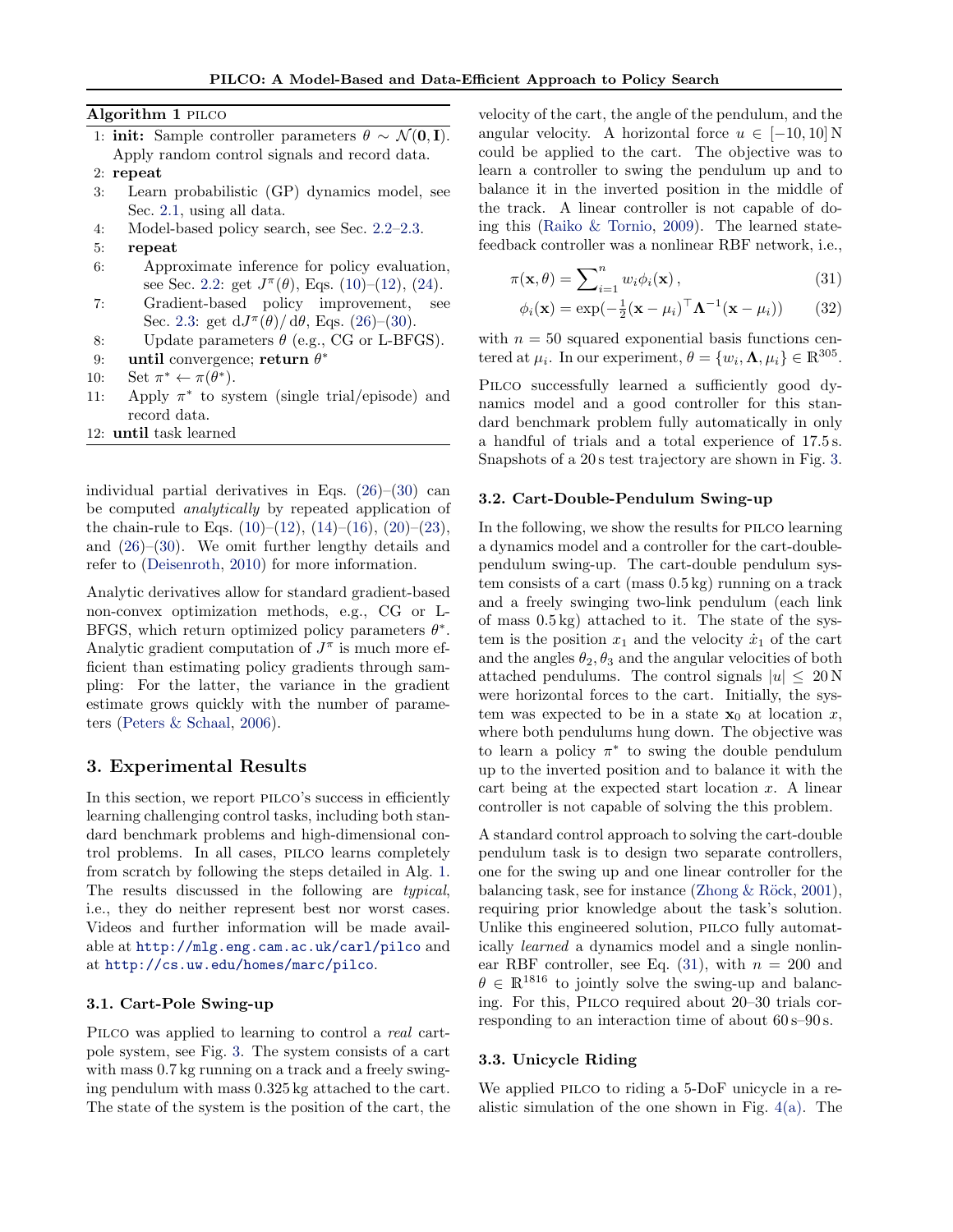**Algorithm 1** PILCO

1: **init:** Sample controller parameters $\theta \sim \mathcal{N}(\mathbf{0}, \mathbf{I})$. Apply random control signals and record data.
2: **repeat**
3: Learn probabilistic (GP) dynamics model, see Sec. 2.1, using all data.
4: Model-based policy search, see Sec. 2.2–2.3.
5: **repeat**
6: Approximate inference for policy evaluation, see Sec. 2.2: get $J^\pi(\theta)$, Eqs. (10)–(12), (24).
7: Gradient-based policy improvement, see Sec. 2.3: get $\mathrm{d}J^\pi(\theta)/\,\mathrm{d}\theta$, Eqs. (26)–(30).
8: Update parameters $\theta$ (e.g., CG or L-BFGS).
9: **until** convergence; **return** $\theta^*$
10: Set $\pi^* \leftarrow \pi(\theta^*)$.
11: Apply $\pi^*$ to system (single trial/episode) and record data.
12: **until** task learned

individual partial derivatives in Eqs. (26)–(30) can be computed *analytically* by repeated application of the chain-rule to Eqs. (10)–(12), (14)–(16), (20)–(23), and (26)–(30). We omit further lengthy details and refer to (Deisenroth, 2010) for more information.

Analytic derivatives allow for standard gradient-based non-convex optimization methods, e.g., CG or L-BFGS, which return optimized policy parameters $\theta^*$. Analytic gradient computation of $J^\pi$ is much more efficient than estimating policy gradients through sampling: For the latter, the variance in the gradient estimate grows quickly with the number of parameters (Peters & Schaal, 2006).

## 3. Experimental Results

In this section, we report PILCO's success in efficiently learning challenging control tasks, including both standard benchmark problems and high-dimensional control problems. In all cases, PILCO learns completely from scratch by following the steps detailed in Alg. 1. The results discussed in the following are *typical*, i.e., they do neither represent best nor worst cases. Videos and further information will be made available at `http://mlg.eng.cam.ac.uk/carl/pilco` and at `http://cs.uw.edu/homes/marc/pilco`.

### 3.1. Cart-Pole Swing-up

PILCO was applied to learning to control a *real* cart-pole system, see Fig. 3. The system consists of a cart with mass 0.7 kg running on a track and a freely swinging pendulum with mass 0.325 kg attached to the cart. The state of the system is the position of the cart, the velocity of the cart, the angle of the pendulum, and the angular velocity. A horizontal force $u \in [-10, 10]\,\mathrm{N}$ could be applied to the cart. The objective was to learn a controller to swing the pendulum up and to balance it in the inverted position in the middle of the track. A linear controller is not capable of doing this (Raiko & Tornio, 2009). The learned state-feedback controller was a nonlinear RBF network, i.e.,

$$\pi(\mathbf{x}, \theta) = \sum\nolimits_{i=1}^{n} w_i \phi_i(\mathbf{x})\,, \tag{31}$$

$$\phi_i(\mathbf{x}) = \exp(-\tfrac{1}{2}(\mathbf{x} - \mu_i)^\top \mathbf{\Lambda}^{-1}(\mathbf{x} - \mu_i)) \tag{32}$$

with $n = 50$ squared exponential basis functions centered at $\mu_i$. In our experiment, $\theta = \{w_i, \mathbf{\Lambda}, \mu_i\} \in \mathbb{R}^{305}$.

PILCO successfully learned a sufficiently good dynamics model and a good controller for this standard benchmark problem fully automatically in only a handful of trials and a total experience of 17.5 s. Snapshots of a 20 s test trajectory are shown in Fig. 3.

### 3.2. Cart-Double-Pendulum Swing-up

In the following, we show the results for PILCO learning a dynamics model and a controller for the cart-double-pendulum swing-up. The cart-double pendulum system consists of a cart (mass 0.5 kg) running on a track and a freely swinging two-link pendulum (each link of mass 0.5 kg) attached to it. The state of the system is the position $x_1$ and the velocity $\dot{x}_1$ of the cart and the angles $\theta_2, \theta_3$ and the angular velocities of both attached pendulums. The control signals $|u| \leq 20\,\mathrm{N}$ were horizontal forces to the cart. Initially, the system was expected to be in a state $\mathbf{x}_0$ at location $x$, where both pendulums hung down. The objective was to learn a policy $\pi^*$ to swing the double pendulum up to the inverted position and to balance it with the cart being at the expected start location $x$. A linear controller is not capable of solving the this problem.

A standard control approach to solving the cart-double pendulum task is to design two separate controllers, one for the swing up and one linear controller for the balancing task, see for instance (Zhong & Röck, 2001), requiring prior knowledge about the task's solution. Unlike this engineered solution, PILCO fully automatically *learned* a dynamics model and a single nonlinear RBF controller, see Eq. (31), with $n = 200$ and $\theta \in \mathbb{R}^{1816}$ to jointly solve the swing-up and balancing. For this, PILCO required about 20–30 trials corresponding to an interaction time of about 60 s–90 s.

### 3.3. Unicycle Riding

We applied PILCO to riding a 5-DoF unicycle in a realistic simulation of the one shown in Fig. 4(a). The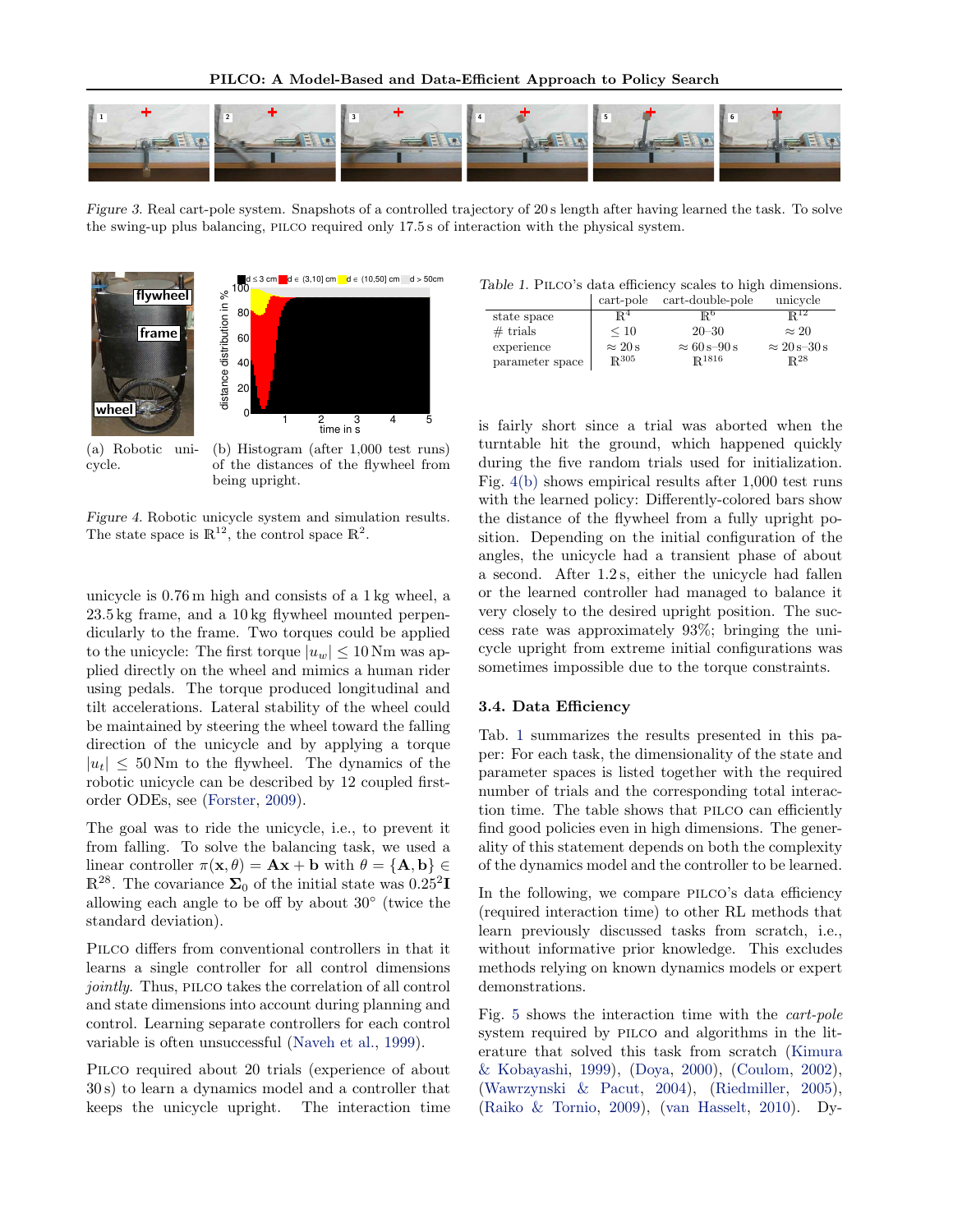*Figure 3.* Real cart-pole system. Snapshots of a controlled trajectory of 20 s length after having learned the task. To solve the swing-up plus balancing, PILCO required only 17.5 s of interaction with the physical system.

(a) Robotic unicycle.

(b) Histogram (after 1,000 test runs) of the distances of the flywheel from being upright.

*Figure 4.* Robotic unicycle system and simulation results. The state space is $\mathbb{R}^{12}$, the control space $\mathbb{R}^2$.

unicycle is 0.76 m high and consists of a 1 kg wheel, a 23.5 kg frame, and a 10 kg flywheel mounted perpendicularly to the frame. Two torques could be applied to the unicycle: The first torque $|u_w| \leq 10\,\text{Nm}$ was applied directly on the wheel and mimics a human rider using pedals. The torque produced longitudinal and tilt accelerations. Lateral stability of the wheel could be maintained by steering the wheel toward the falling direction of the unicycle and by applying a torque $|u_t| \leq 50\,\text{Nm}$ to the flywheel. The dynamics of the robotic unicycle can be described by 12 coupled first-order ODEs, see (Forster, 2009).

The goal was to ride the unicycle, i.e., to prevent it from falling. To solve the balancing task, we used a linear controller $\pi(\mathbf{x}, \theta) = \mathbf{A}\mathbf{x} + \mathbf{b}$ with $\theta = \{\mathbf{A}, \mathbf{b}\} \in \mathbb{R}^{28}$. The covariance $\mathbf{\Sigma}_0$ of the initial state was $0.25^2\mathbf{I}$ allowing each angle to be off by about 30° (twice the standard deviation).

PILCO differs from conventional controllers in that it learns a single controller for all control dimensions *jointly*. Thus, PILCO takes the correlation of all control and state dimensions into account during planning and control. Learning separate controllers for each control variable is often unsuccessful (Naveh et al., 1999).

PILCO required about 20 trials (experience of about 30 s) to learn a dynamics model and a controller that keeps the unicycle upright. The interaction time is fairly short since a trial was aborted when the turntable hit the ground, which happened quickly during the five random trials used for initialization. Fig. 4(b) shows empirical results after 1,000 test runs with the learned policy: Differently-colored bars show the distance of the flywheel from a fully upright position. Depending on the initial configuration of the angles, the unicycle had a transient phase of about a second. After 1.2 s, either the unicycle had fallen or the learned controller had managed to balance it very closely to the desired upright position. The success rate was approximately 93%; bringing the unicycle upright from extreme initial configurations was sometimes impossible due to the torque constraints.

*Table 1.* PILCO's data efficiency scales to high dimensions.

| | cart-pole | cart-double-pole | unicycle |
|---|---|---|---|
| state space | $\mathbb{R}^4$ | $\mathbb{R}^6$ | $\mathbb{R}^{12}$ |
| # trials | $\leq 10$ | 20–30 | $\approx 20$ |
| experience | $\approx 20\,\text{s}$ | $\approx 60\,\text{s}$–$90\,\text{s}$ | $\approx 20\,\text{s}$–$30\,\text{s}$ |
| parameter space | $\mathbb{R}^{305}$ | $\mathbb{R}^{1816}$ | $\mathbb{R}^{28}$ |

### 3.4. Data Efficiency

Tab. 1 summarizes the results presented in this paper: For each task, the dimensionality of the state and parameter spaces is listed together with the required number of trials and the corresponding total interaction time. The table shows that PILCO can efficiently find good policies even in high dimensions. The generality of this statement depends on both the complexity of the dynamics model and the controller to be learned.

In the following, we compare PILCO's data efficiency (required interaction time) to other RL methods that learn previously discussed tasks from scratch, i.e., without informative prior knowledge. This excludes methods relying on known dynamics models or expert demonstrations.

Fig. 5 shows the interaction time with the *cart-pole* system required by PILCO and algorithms in the literature that solved this task from scratch (Kimura & Kobayashi, 1999), (Doya, 2000), (Coulom, 2002), (Wawrzynski & Pacut, 2004), (Riedmiller, 2005), (Raiko & Tornio, 2009), (van Hasselt, 2010). Dy-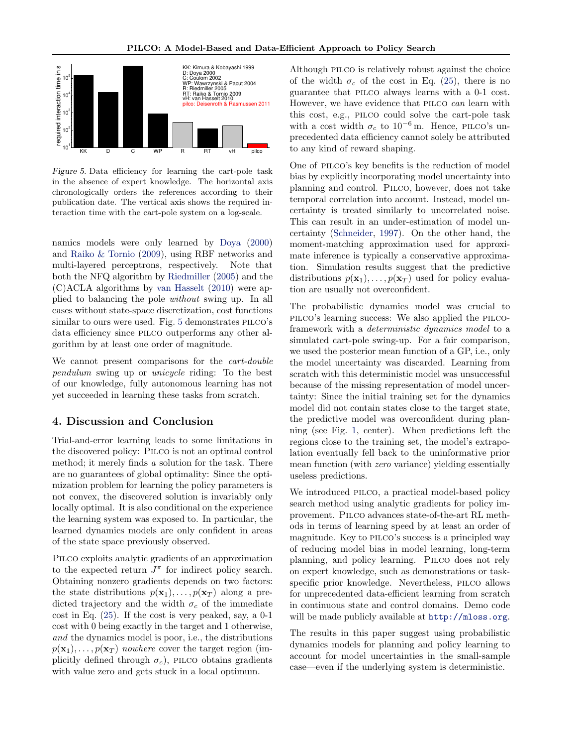*Figure 5.* Data efficiency for learning the cart-pole task in the absence of expert knowledge. The horizontal axis chronologically orders the references according to their publication date. The vertical axis shows the required interaction time with the cart-pole system on a log-scale.

namics models were only learned by Doya (2000) and Raiko & Tornio (2009), using RBF networks and multi-layered perceptrons, respectively. Note that both the NFQ algorithm by Riedmiller (2005) and the (C)ACLA algorithms by van Hasselt (2010) were applied to balancing the pole *without* swing up. In all cases without state-space discretization, cost functions similar to ours were used. Fig. 5 demonstrates PILCO's data efficiency since PILCO outperforms any other algorithm by at least one order of magnitude.

We cannot present comparisons for the *cart-double pendulum* swing up or *unicycle* riding: To the best of our knowledge, fully autonomous learning has not yet succeeded in learning these tasks from scratch.

## 4. Discussion and Conclusion

Trial-and-error learning leads to some limitations in the discovered policy: PILCO is not an optimal control method; it merely finds *a* solution for the task. There are no guarantees of global optimality: Since the optimization problem for learning the policy parameters is not convex, the discovered solution is invariably only locally optimal. It is also conditional on the experience the learning system was exposed to. In particular, the learned dynamics models are only confident in areas of the state space previously observed.

PILCO exploits analytic gradients of an approximation to the expected return $J^\pi$ for indirect policy search. Obtaining nonzero gradients depends on two factors: the state distributions $p(\mathbf{x}_1), \dots, p(\mathbf{x}_T)$ along a predicted trajectory and the width $\sigma_c$ of the immediate cost in Eq. (25). If the cost is very peaked, say, a 0-1 cost with 0 being exactly in the target and 1 otherwise, *and* the dynamics model is poor, i.e., the distributions $p(\mathbf{x}_1), \dots, p(\mathbf{x}_T)$ *nowhere* cover the target region (implicitly defined through $\sigma_c$), PILCO obtains gradients with value zero and gets stuck in a local optimum.

Although PILCO is relatively robust against the choice of the width $\sigma_c$ of the cost in Eq. (25), there is no guarantee that PILCO always learns with a 0-1 cost. However, we have evidence that PILCO *can* learn with this cost, e.g., PILCO could solve the cart-pole task with a cost width $\sigma_c$ to $10^{-6}$ m. Hence, PILCO's unprecedented data efficiency cannot solely be attributed to any kind of reward shaping.

One of PILCO's key benefits is the reduction of model bias by explicitly incorporating model uncertainty into planning and control. PILCO, however, does not take temporal correlation into account. Instead, model uncertainty is treated similarly to uncorrelated noise. This can result in an under-estimation of model uncertainty (Schneider, 1997). On the other hand, the moment-matching approximation used for approximate inference is typically a conservative approximation. Simulation results suggest that the predictive distributions $p(\mathbf{x}_1), \dots, p(\mathbf{x}_T)$ used for policy evaluation are usually not overconfident.

The probabilistic dynamics model was crucial to PILCO's learning success: We also applied the PILCO-framework with a *deterministic dynamics model* to a simulated cart-pole swing-up. For a fair comparison, we used the posterior mean function of a GP, i.e., only the model uncertainty was discarded. Learning from scratch with this deterministic model was unsuccessful because of the missing representation of model uncertainty: Since the initial training set for the dynamics model did not contain states close to the target state, the predictive model was overconfident during planning (see Fig. 1, center). When predictions left the regions close to the training set, the model's extrapolation eventually fell back to the uninformative prior mean function (with *zero* variance) yielding essentially useless predictions.

We introduced PILCO, a practical model-based policy search method using analytic gradients for policy improvement. PILCO advances state-of-the-art RL methods in terms of learning speed by at least an order of magnitude. Key to PILCO's success is a principled way of reducing model bias in model learning, long-term planning, and policy learning. PILCO does not rely on expert knowledge, such as demonstrations or task-specific prior knowledge. Nevertheless, PILCO allows for unprecedented data-efficient learning from scratch in continuous state and control domains. Demo code will be made publicly available at http://mloss.org.

The results in this paper suggest using probabilistic dynamics models for planning and policy learning to account for model uncertainties in the small-sample case—even if the underlying system is deterministic.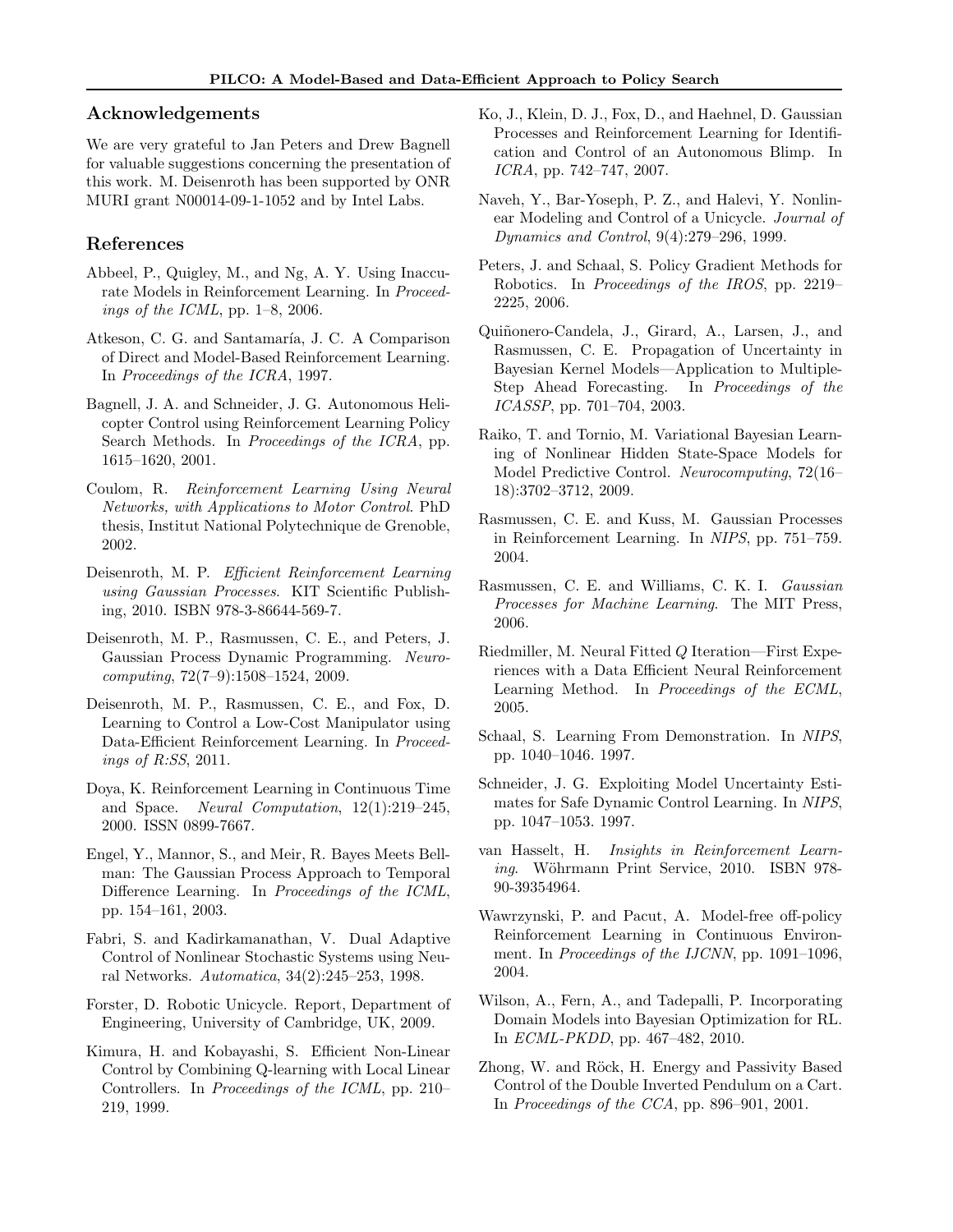## Acknowledgements

We are very grateful to Jan Peters and Drew Bagnell for valuable suggestions concerning the presentation of this work. M. Deisenroth has been supported by ONR MURI grant N00014-09-1-1052 and by Intel Labs.

## References

Abbeel, P., Quigley, M., and Ng, A. Y. Using Inaccurate Models in Reinforcement Learning. In *Proceedings of the ICML*, pp. 1–8, 2006.

Atkeson, C. G. and Santamaría, J. C. A Comparison of Direct and Model-Based Reinforcement Learning. In *Proceedings of the ICRA*, 1997.

Bagnell, J. A. and Schneider, J. G. Autonomous Helicopter Control using Reinforcement Learning Policy Search Methods. In *Proceedings of the ICRA*, pp. 1615–1620, 2001.

Coulom, R. *Reinforcement Learning Using Neural Networks, with Applications to Motor Control*. PhD thesis, Institut National Polytechnique de Grenoble, 2002.

Deisenroth, M. P. *Efficient Reinforcement Learning using Gaussian Processes*. KIT Scientific Publishing, 2010. ISBN 978-3-86644-569-7.

Deisenroth, M. P., Rasmussen, C. E., and Peters, J. Gaussian Process Dynamic Programming. *Neurocomputing*, 72(7–9):1508–1524, 2009.

Deisenroth, M. P., Rasmussen, C. E., and Fox, D. Learning to Control a Low-Cost Manipulator using Data-Efficient Reinforcement Learning. In *Proceedings of R:SS*, 2011.

Doya, K. Reinforcement Learning in Continuous Time and Space. *Neural Computation*, 12(1):219–245, 2000. ISSN 0899-7667.

Engel, Y., Mannor, S., and Meir, R. Bayes Meets Bellman: The Gaussian Process Approach to Temporal Difference Learning. In *Proceedings of the ICML*, pp. 154–161, 2003.

Fabri, S. and Kadirkamanathan, V. Dual Adaptive Control of Nonlinear Stochastic Systems using Neural Networks. *Automatica*, 34(2):245–253, 1998.

Forster, D. Robotic Unicycle. Report, Department of Engineering, University of Cambridge, UK, 2009.

Kimura, H. and Kobayashi, S. Efficient Non-Linear Control by Combining Q-learning with Local Linear Controllers. In *Proceedings of the ICML*, pp. 210–219, 1999.

Ko, J., Klein, D. J., Fox, D., and Haehnel, D. Gaussian Processes and Reinforcement Learning for Identification and Control of an Autonomous Blimp. In *ICRA*, pp. 742–747, 2007.

Naveh, Y., Bar-Yoseph, P. Z., and Halevi, Y. Nonlinear Modeling and Control of a Unicycle. *Journal of Dynamics and Control*, 9(4):279–296, 1999.

Peters, J. and Schaal, S. Policy Gradient Methods for Robotics. In *Proceedings of the IROS*, pp. 2219–2225, 2006.

Quiñonero-Candela, J., Girard, A., Larsen, J., and Rasmussen, C. E. Propagation of Uncertainty in Bayesian Kernel Models—Application to Multiple-Step Ahead Forecasting. In *Proceedings of the ICASSP*, pp. 701–704, 2003.

Raiko, T. and Tornio, M. Variational Bayesian Learning of Nonlinear Hidden State-Space Models for Model Predictive Control. *Neurocomputing*, 72(16–18):3702–3712, 2009.

Rasmussen, C. E. and Kuss, M. Gaussian Processes in Reinforcement Learning. In *NIPS*, pp. 751–759. 2004.

Rasmussen, C. E. and Williams, C. K. I. *Gaussian Processes for Machine Learning*. The MIT Press, 2006.

Riedmiller, M. Neural Fitted *Q* Iteration—First Experiences with a Data Efficient Neural Reinforcement Learning Method. In *Proceedings of the ECML*, 2005.

Schaal, S. Learning From Demonstration. In *NIPS*, pp. 1040–1046. 1997.

Schneider, J. G. Exploiting Model Uncertainty Estimates for Safe Dynamic Control Learning. In *NIPS*, pp. 1047–1053. 1997.

van Hasselt, H. *Insights in Reinforcement Learning*. Wöhrmann Print Service, 2010. ISBN 978-90-39354964.

Wawrzynski, P. and Pacut, A. Model-free off-policy Reinforcement Learning in Continuous Environment. In *Proceedings of the IJCNN*, pp. 1091–1096, 2004.

Wilson, A., Fern, A., and Tadepalli, P. Incorporating Domain Models into Bayesian Optimization for RL. In *ECML-PKDD*, pp. 467–482, 2010.

Zhong, W. and Röck, H. Energy and Passivity Based Control of the Double Inverted Pendulum on a Cart. In *Proceedings of the CCA*, pp. 896–901, 2001.